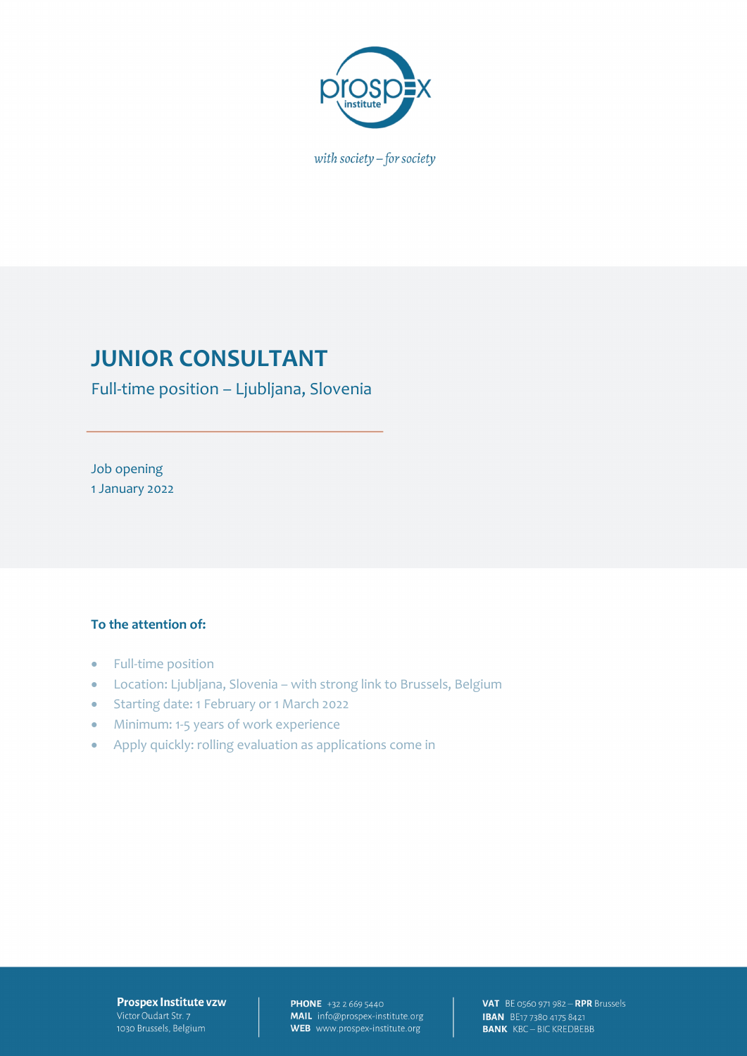*with society – for society*

# JUNIOR CONSULTANT

Full-time position – Ljubljana, Slovenia

Job opening
1 January 2022

**To the attention of:**

- Full-time position
- Location: Ljubljana, Slovenia – with strong link to Brussels, Belgium
- Starting date: 1 February or 1 March 2022
- Minimum: 1-5 years of work experience
- Apply quickly: rolling evaluation as applications come in

**Prospex Institute vzw**
Victor Oudart Str. 7
1030 Brussels, Belgium

**PHONE** +32 2 669 5440
**MAIL** info@prospex-institute.org
**WEB** www.prospex-institute.org

**VAT** BE 0560 971 982 – **RPR** Brussels
**IBAN** BE17 7380 4175 8421
**BANK** KBC – BIC KREDBEBB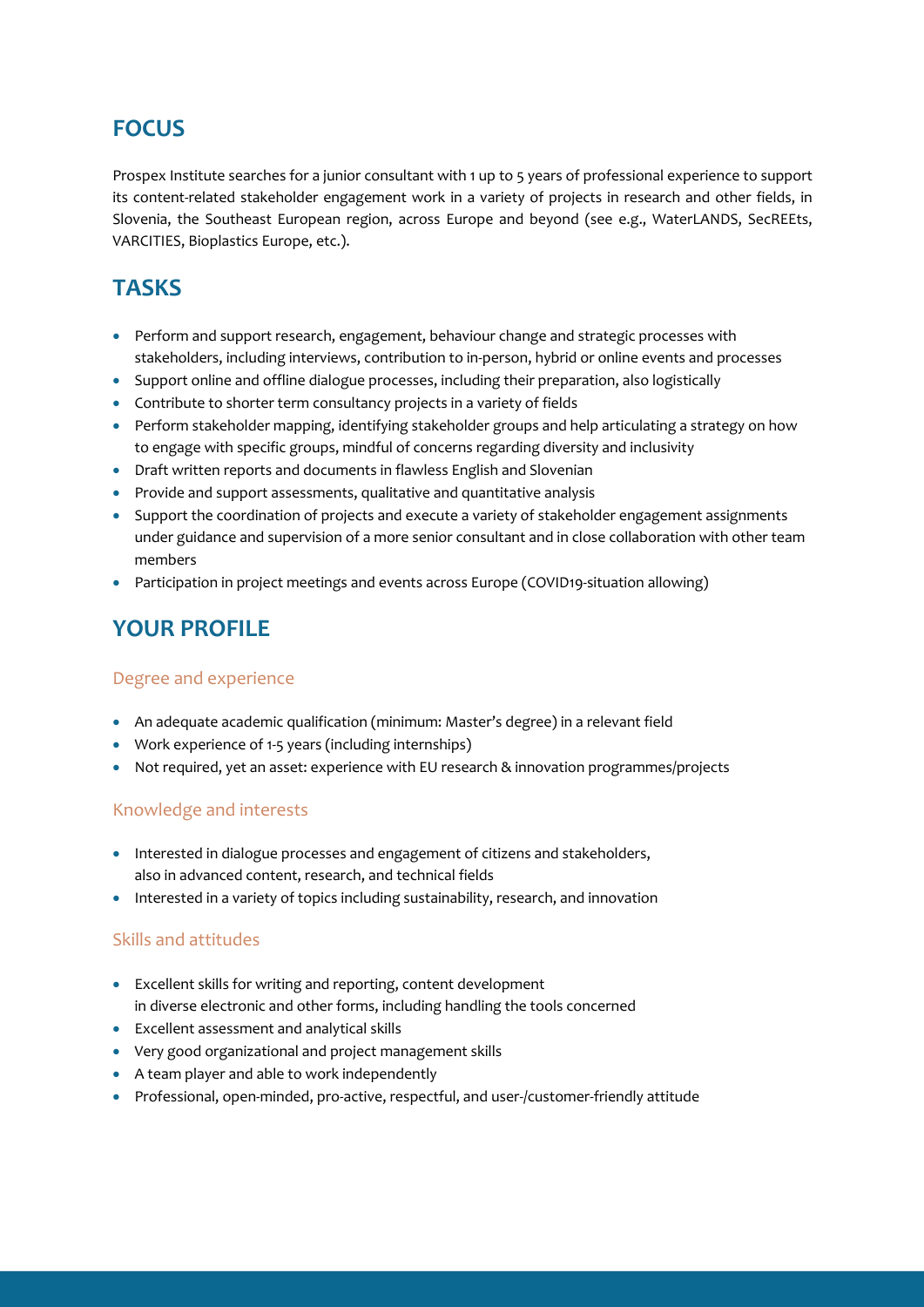## FOCUS

Prospex Institute searches for a junior consultant with 1 up to 5 years of professional experience to support its content-related stakeholder engagement work in a variety of projects in research and other fields, in Slovenia, the Southeast European region, across Europe and beyond (see e.g., WaterLANDS, SecREEts, VARCITIES, Bioplastics Europe, etc.).

## TASKS

- Perform and support research, engagement, behaviour change and strategic processes with stakeholders, including interviews, contribution to in-person, hybrid or online events and processes
- Support online and offline dialogue processes, including their preparation, also logistically
- Contribute to shorter term consultancy projects in a variety of fields
- Perform stakeholder mapping, identifying stakeholder groups and help articulating a strategy on how to engage with specific groups, mindful of concerns regarding diversity and inclusivity
- Draft written reports and documents in flawless English and Slovenian
- Provide and support assessments, qualitative and quantitative analysis
- Support the coordination of projects and execute a variety of stakeholder engagement assignments under guidance and supervision of a more senior consultant and in close collaboration with other team members
- Participation in project meetings and events across Europe (COVID19-situation allowing)

## YOUR PROFILE

### Degree and experience

- An adequate academic qualification (minimum: Master's degree) in a relevant field
- Work experience of 1-5 years (including internships)
- Not required, yet an asset: experience with EU research & innovation programmes/projects

### Knowledge and interests

- Interested in dialogue processes and engagement of citizens and stakeholders, also in advanced content, research, and technical fields
- Interested in a variety of topics including sustainability, research, and innovation

### Skills and attitudes

- Excellent skills for writing and reporting, content development in diverse electronic and other forms, including handling the tools concerned
- Excellent assessment and analytical skills
- Very good organizational and project management skills
- A team player and able to work independently
- Professional, open-minded, pro-active, respectful, and user-/customer-friendly attitude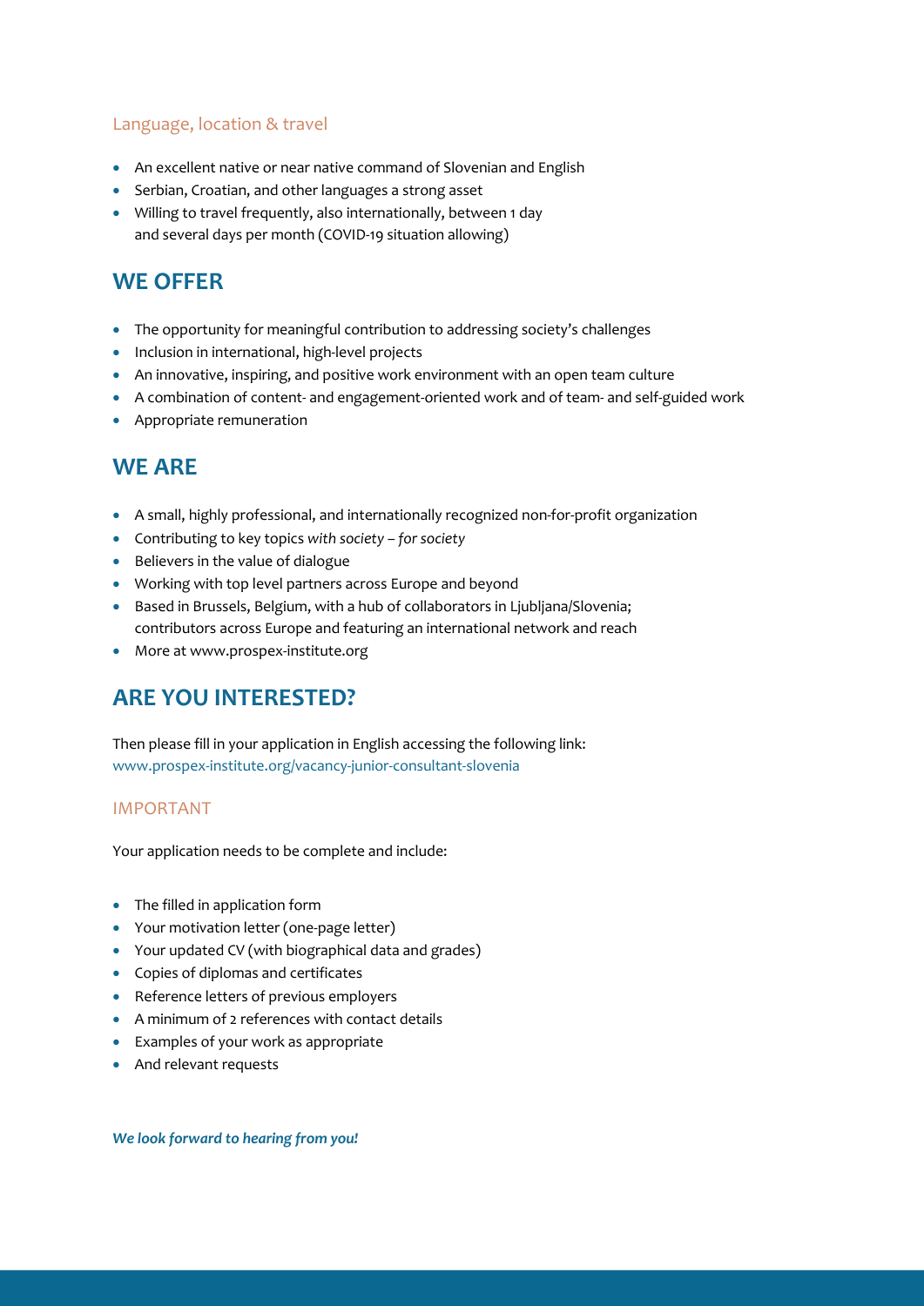### Language, location & travel

- An excellent native or near native command of Slovenian and English
- Serbian, Croatian, and other languages a strong asset
- Willing to travel frequently, also internationally, between 1 day and several days per month (COVID-19 situation allowing)

## WE OFFER

- The opportunity for meaningful contribution to addressing society's challenges
- Inclusion in international, high-level projects
- An innovative, inspiring, and positive work environment with an open team culture
- A combination of content- and engagement-oriented work and of team- and self-guided work
- Appropriate remuneration

## WE ARE

- A small, highly professional, and internationally recognized non-for-profit organization
- Contributing to key topics *with society – for society*
- Believers in the value of dialogue
- Working with top level partners across Europe and beyond
- Based in Brussels, Belgium, with a hub of collaborators in Ljubljana/Slovenia; contributors across Europe and featuring an international network and reach
- More at www.prospex-institute.org

## ARE YOU INTERESTED?

Then please fill in your application in English accessing the following link:
www.prospex-institute.org/vacancy-junior-consultant-slovenia

### IMPORTANT

Your application needs to be complete and include:

- The filled in application form
- Your motivation letter (one-page letter)
- Your updated CV (with biographical data and grades)
- Copies of diplomas and certificates
- Reference letters of previous employers
- A minimum of 2 references with contact details
- Examples of your work as appropriate
- And relevant requests

***We look forward to hearing from you!***